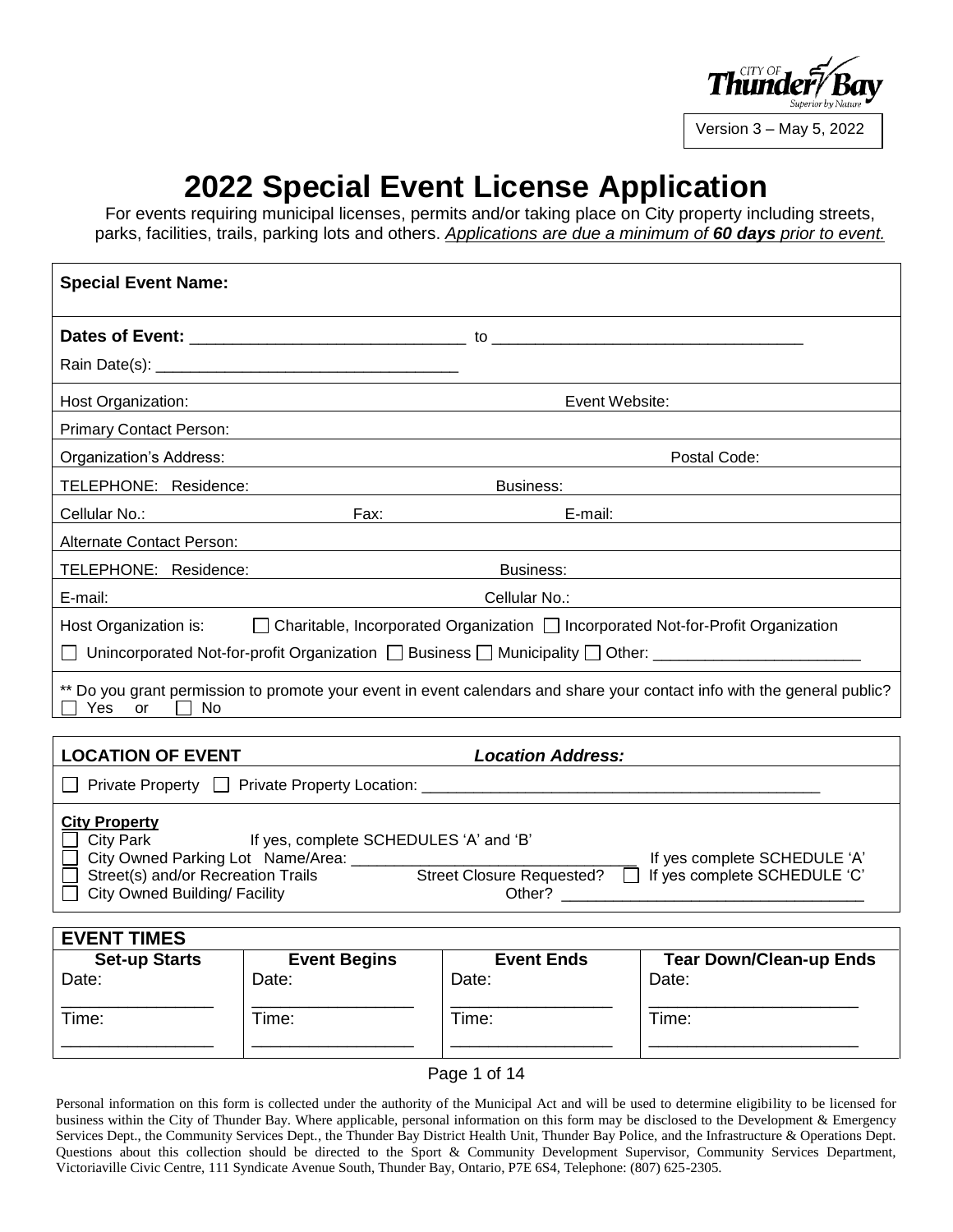Version 3 – May 5, 2022

# 2022 Special Event License Application

For events requiring municipal licenses, permits and/or taking place on City property including streets, parks, facilities, trails, parking lots and others. *Applications are due a minimum of **60 days** prior to event.*

**Special Event Name:**

**Dates of Event:** ______________________________ to __________________________________

Rain Date(s): __________________________________

Host Organization: Event Website:

Primary Contact Person:

Organization's Address: Postal Code:

TELEPHONE: Residence: Business:

Cellular No.: Fax: E-mail:

Alternate Contact Person:

TELEPHONE: Residence: Business:

E-mail: Cellular No.:

Host Organization is: ☐ Charitable, Incorporated Organization ☐ Incorporated Not-for-Profit Organization

☐ Unincorporated Not-for-profit Organization ☐ Business ☐ Municipality ☐ Other: ________________________

** Do you grant permission to promote your event in event calendars and share your contact info with the general public?
☐ Yes or ☐ No

**LOCATION OF EVENT** ***Location Address:***

☐ Private Property ☐ Private Property Location: ______________________________________________

**City Property**

☐ City Park If yes, complete SCHEDULES 'A' and 'B'
☐ City Owned Parking Lot Name/Area: ________________________________ If yes complete SCHEDULE 'A'
☐ Street(s) and/or Recreation Trails Street Closure Requested? ☐ If yes complete SCHEDULE 'C'
☐ City Owned Building/ Facility Other? __________________________________

**EVENT TIMES**

| Set-up Starts | Event Begins | Event Ends | Tear Down/Clean-up Ends |
|---|---|---|---|
| Date: ________________ | Date: ________________ | Date: ________________ | Date: ______________________ |
| Time: ________________ | Time: ________________ | Time: ________________ | Time: ______________________ |

Personal information on this form is collected under the authority of the Municipal Act and will be used to determine eligibility to be licensed for business within the City of Thunder Bay. Where applicable, personal information on this form may be disclosed to the Development & Emergency Services Dept., the Community Services Dept., the Thunder Bay District Health Unit, Thunder Bay Police, and the Infrastructure & Operations Dept. Questions about this collection should be directed to the Sport & Community Development Supervisor, Community Services Department, Victoriaville Civic Centre, 111 Syndicate Avenue South, Thunder Bay, Ontario, P7E 6S4, Telephone: (807) 625-2305.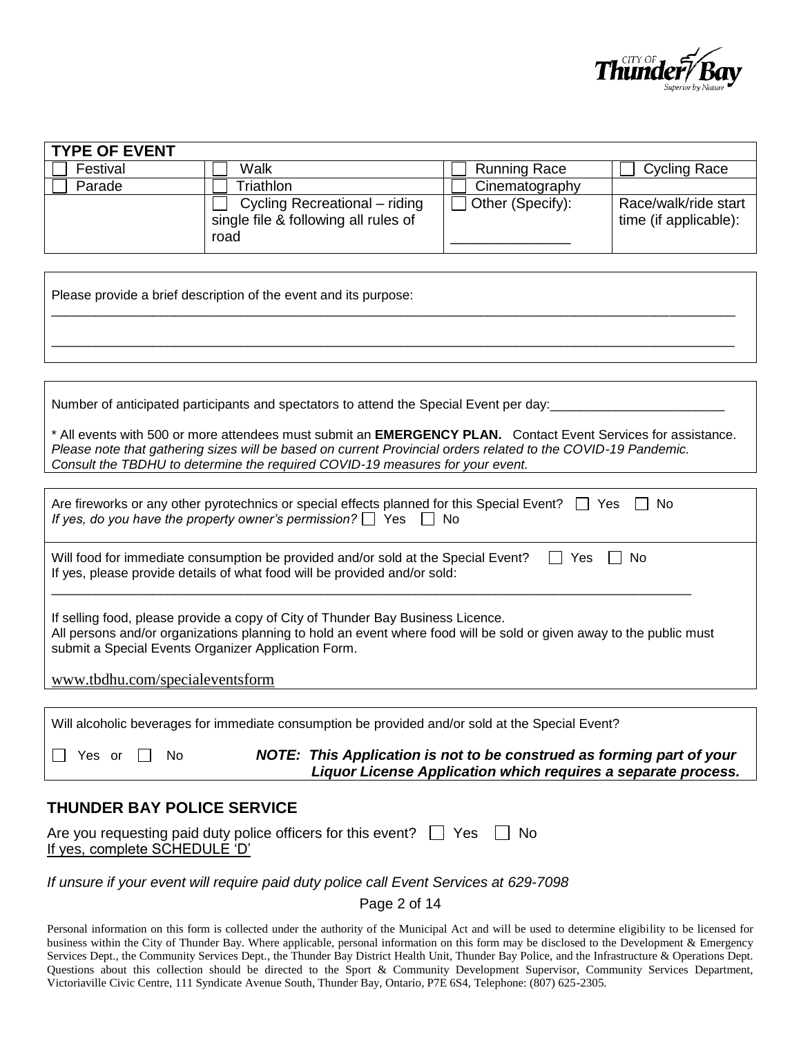| TYPE OF EVENT | | | |
|---|---|---|---|
| ☐ Festival | ☐ Walk | ☐ Running Race | ☐ Cycling Race |
| ☐ Parade | ☐ Triathlon | ☐ Cinematography | |
| | ☐ Cycling Recreational – riding single file & following all rules of road | ☐ Other (Specify): _______________ | Race/walk/ride start time (if applicable): |

Please provide a brief description of the event and its purpose:

_______________________________________________________________________________________

_______________________________________________________________________________________

Number of anticipated participants and spectators to attend the Special Event per day:________________________

* All events with 500 or more attendees must submit an **EMERGENCY PLAN.** Contact Event Services for assistance.
*Please note that gathering sizes will be based on current Provincial orders related to the COVID-19 Pandemic. Consult the TBDHU to determine the required COVID-19 measures for your event.*

Are fireworks or any other pyrotechnics or special effects planned for this Special Event? ☐ Yes ☐ No
*If yes, do you have the property owner's permission?* ☐ Yes ☐ No

Will food for immediate consumption be provided and/or sold at the Special Event? ☐ Yes ☐ No
If yes, please provide details of what food will be provided and/or sold:

_______________________________________________________________________________________

If selling food, please provide a copy of City of Thunder Bay Business Licence.
All persons and/or organizations planning to hold an event where food will be sold or given away to the public must submit a Special Events Organizer Application Form.

www.tbdhu.com/specialeventsform

Will alcoholic beverages for immediate consumption be provided and/or sold at the Special Event?

☐ Yes or ☐ No ***NOTE: This Application is not to be construed as forming part of your Liquor License Application which requires a separate process.***

## THUNDER BAY POLICE SERVICE

Are you requesting paid duty police officers for this event? ☐ Yes ☐ No
If yes, complete SCHEDULE 'D'

*If unsure if your event will require paid duty police call Event Services at 629-7098*

Personal information on this form is collected under the authority of the Municipal Act and will be used to determine eligibility to be licensed for business within the City of Thunder Bay. Where applicable, personal information on this form may be disclosed to the Development & Emergency Services Dept., the Community Services Dept., the Thunder Bay District Health Unit, Thunder Bay Police, and the Infrastructure & Operations Dept. Questions about this collection should be directed to the Sport & Community Development Supervisor, Community Services Department, Victoriaville Civic Centre, 111 Syndicate Avenue South, Thunder Bay, Ontario, P7E 6S4, Telephone: (807) 625-2305.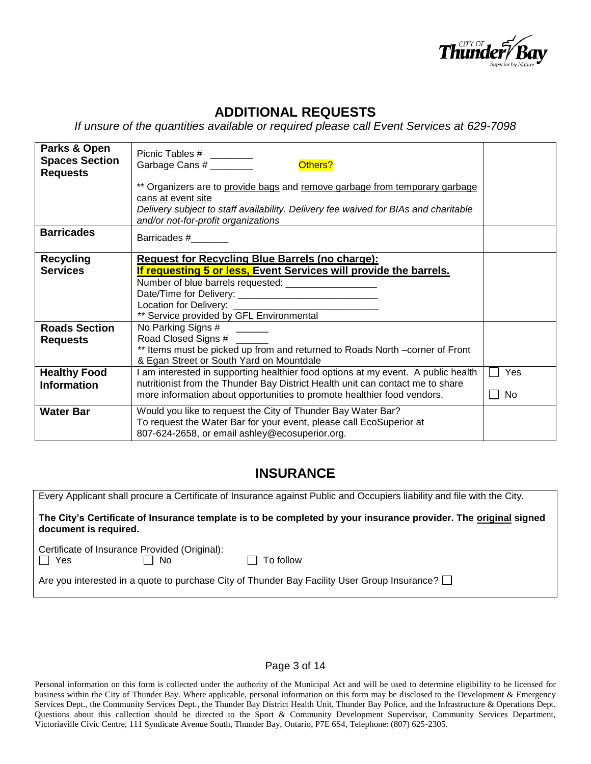## ADDITIONAL REQUESTS

*If unsure of the quantities available or required please call Event Services at 629-7098*

| | | |
|---|---|---|
| **Parks & Open Spaces Section Requests** | Picnic Tables # ________<br>Garbage Cans # ________ Others?<br><br>** Organizers are to provide bags and remove garbage from temporary garbage cans at event site<br>*Delivery subject to staff availability. Delivery fee waived for BIAs and charitable and/or not-for-profit organizations* | |
| **Barricades** | Barricades #_______ | |
| **Recycling Services** | **Request for Recycling Blue Barrels (no charge):**<br>**If requesting 5 or less, Event Services will provide the barrels.**<br>Number of blue barrels requested: _________________<br>Date/Time for Delivery: __________________________<br>Location for Delivery: ___________________________<br>** Service provided by GFL Environmental | |
| **Roads Section Requests** | No Parking Signs # ______<br>Road Closed Signs # ______<br>** Items must be picked up from and returned to Roads North –corner of Front & Egan Street or South Yard on Mountdale | |
| **Healthy Food Information** | I am interested in supporting healthier food options at my event. A public health nutritionist from the Thunder Bay District Health unit can contact me to share more information about opportunities to promote healthier food vendors. | ☐ Yes<br>☐ No |
| **Water Bar** | Would you like to request the City of Thunder Bay Water Bar?<br>To request the Water Bar for your event, please call EcoSuperior at 807-624-2658, or email ashley@ecosuperior.org. | |

## INSURANCE

Every Applicant shall procure a Certificate of Insurance against Public and Occupiers liability and file with the City.

**The City's Certificate of Insurance template is to be completed by your insurance provider. The original signed document is required.**

Certificate of Insurance Provided (Original):
☐ Yes ☐ No ☐ To follow

Are you interested in a quote to purchase City of Thunder Bay Facility User Group Insurance? ☐

Personal information on this form is collected under the authority of the Municipal Act and will be used to determine eligibility to be licensed for business within the City of Thunder Bay. Where applicable, personal information on this form may be disclosed to the Development & Emergency Services Dept., the Community Services Dept., the Thunder Bay District Health Unit, Thunder Bay Police, and the Infrastructure & Operations Dept. Questions about this collection should be directed to the Sport & Community Development Supervisor, Community Services Department, Victoriaville Civic Centre, 111 Syndicate Avenue South, Thunder Bay, Ontario, P7E 6S4, Telephone: (807) 625-2305.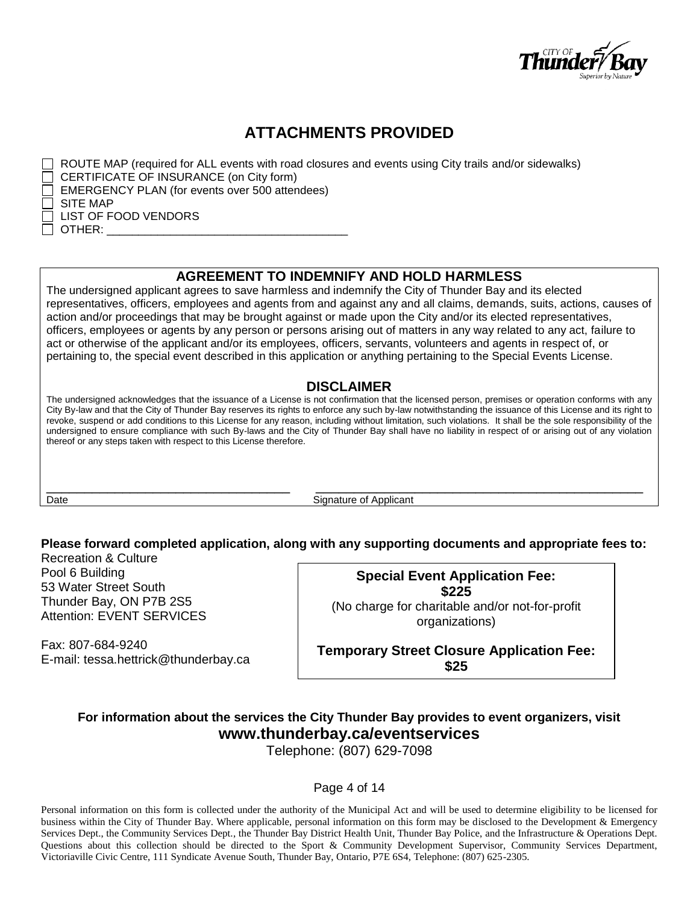## ATTACHMENTS PROVIDED

- ☐ ROUTE MAP (required for ALL events with road closures and events using City trails and/or sidewalks)
- ☐ CERTIFICATE OF INSURANCE (on City form)
- ☐ EMERGENCY PLAN (for events over 500 attendees)
- ☐ SITE MAP
- ☐ LIST OF FOOD VENDORS
- ☐ OTHER: ______________________________________

### AGREEMENT TO INDEMNIFY AND HOLD HARMLESS

The undersigned applicant agrees to save harmless and indemnify the City of Thunder Bay and its elected representatives, officers, employees and agents from and against any and all claims, demands, suits, actions, causes of action and/or proceedings that may be brought against or made upon the City and/or its elected representatives, officers, employees or agents by any person or persons arising out of matters in any way related to any act, failure to act or otherwise of the applicant and/or its employees, officers, servants, volunteers and agents in respect of, or pertaining to, the special event described in this application or anything pertaining to the Special Events License.

### DISCLAIMER

The undersigned acknowledges that the issuance of a License is not confirmation that the licensed person, premises or operation conforms with any City By-law and that the City of Thunder Bay reserves its rights to enforce any such by-law notwithstanding the issuance of this License and its right to revoke, suspend or add conditions to this License for any reason, including without limitation, such violations. It shall be the sole responsibility of the undersigned to ensure compliance with such By-laws and the City of Thunder Bay shall have no liability in respect of or arising out of any violation thereof or any steps taken with respect to this License therefore.

______________________________________ ______________________________________________________

Date Signature of Applicant

**Please forward completed application, along with any supporting documents and appropriate fees to:**

Recreation & Culture
Pool 6 Building
53 Water Street South
Thunder Bay, ON P7B 2S5
Attention: EVENT SERVICES

Fax: 807-684-9240
E-mail: tessa.hettrick@thunderbay.ca

**Special Event Application Fee:**
**$225**
(No charge for charitable and/or not-for-profit organizations)

**Temporary Street Closure Application Fee:**
**$25**

**For information about the services the City Thunder Bay provides to event organizers, visit**
**www.thunderbay.ca/eventservices**
Telephone: (807) 629-7098

Personal information on this form is collected under the authority of the Municipal Act and will be used to determine eligibility to be licensed for business within the City of Thunder Bay. Where applicable, personal information on this form may be disclosed to the Development & Emergency Services Dept., the Community Services Dept., the Thunder Bay District Health Unit, Thunder Bay Police, and the Infrastructure & Operations Dept. Questions about this collection should be directed to the Sport & Community Development Supervisor, Community Services Department, Victoriaville Civic Centre, 111 Syndicate Avenue South, Thunder Bay, Ontario, P7E 6S4, Telephone: (807) 625-2305.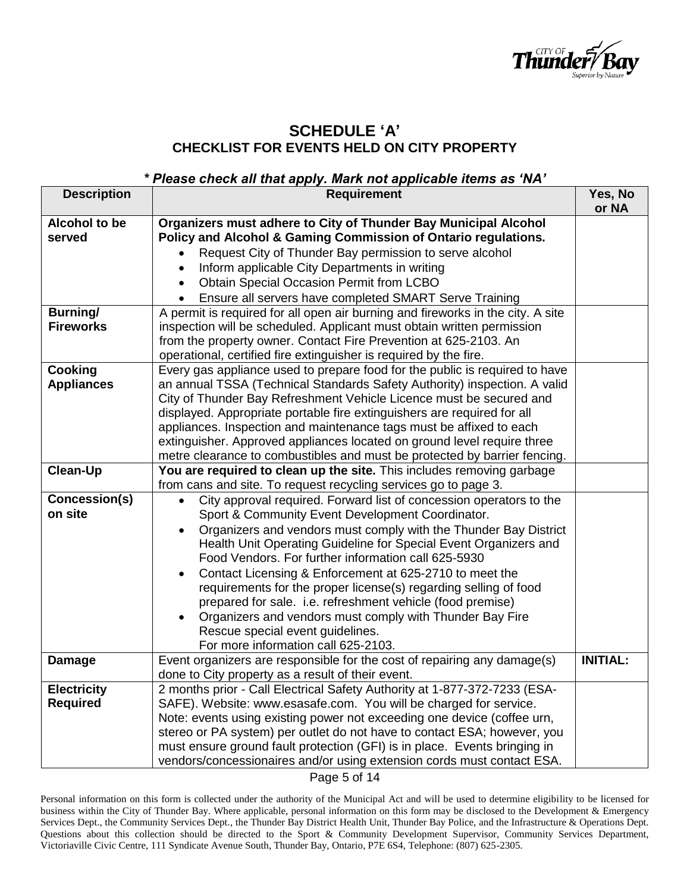## SCHEDULE 'A'
### CHECKLIST FOR EVENTS HELD ON CITY PROPERTY

***\* Please check all that apply. Mark not applicable items as 'NA'***

| Description | Requirement | Yes, No or NA |
|---|---|---|
| **Alcohol to be served** | **Organizers must adhere to City of Thunder Bay Municipal Alcohol Policy and Alcohol & Gaming Commission of Ontario regulations.**<br>• Request City of Thunder Bay permission to serve alcohol<br>• Inform applicable City Departments in writing<br>• Obtain Special Occasion Permit from LCBO<br>• Ensure all servers have completed SMART Serve Training | |
| **Burning/ Fireworks** | A permit is required for all open air burning and fireworks in the city. A site inspection will be scheduled. Applicant must obtain written permission from the property owner. Contact Fire Prevention at 625-2103. An operational, certified fire extinguisher is required by the fire. | |
| **Cooking Appliances** | Every gas appliance used to prepare food for the public is required to have an annual TSSA (Technical Standards Safety Authority) inspection. A valid City of Thunder Bay Refreshment Vehicle Licence must be secured and displayed. Appropriate portable fire extinguishers are required for all appliances. Inspection and maintenance tags must be affixed to each extinguisher. Approved appliances located on ground level require three metre clearance to combustibles and must be protected by barrier fencing. | |
| **Clean-Up** | **You are required to clean up the site.** This includes removing garbage from cans and site. To request recycling services go to page 3. | |
| **Concession(s) on site** | • City approval required. Forward list of concession operators to the Sport & Community Event Development Coordinator.<br>• Organizers and vendors must comply with the Thunder Bay District Health Unit Operating Guideline for Special Event Organizers and Food Vendors. For further information call 625-5930<br>• Contact Licensing & Enforcement at 625-2710 to meet the requirements for the proper license(s) regarding selling of food prepared for sale. i.e. refreshment vehicle (food premise)<br>• Organizers and vendors must comply with Thunder Bay Fire Rescue special event guidelines.<br>For more information call 625-2103. | |
| **Damage** | Event organizers are responsible for the cost of repairing any damage(s) done to City property as a result of their event. | **INITIAL:** |
| **Electricity Required** | 2 months prior - Call Electrical Safety Authority at 1-877-372-7233 (ESA-SAFE). Website: www.esasafe.com. You will be charged for service. Note: events using existing power not exceeding one device (coffee urn, stereo or PA system) per outlet do not have to contact ESA; however, you must ensure ground fault protection (GFI) is in place. Events bringing in vendors/concessionaires and/or using extension cords must contact ESA. | |

Personal information on this form is collected under the authority of the Municipal Act and will be used to determine eligibility to be licensed for business within the City of Thunder Bay. Where applicable, personal information on this form may be disclosed to the Development & Emergency Services Dept., the Community Services Dept., the Thunder Bay District Health Unit, Thunder Bay Police, and the Infrastructure & Operations Dept. Questions about this collection should be directed to the Sport & Community Development Supervisor, Community Services Department, Victoriaville Civic Centre, 111 Syndicate Avenue South, Thunder Bay, Ontario, P7E 6S4, Telephone: (807) 625-2305.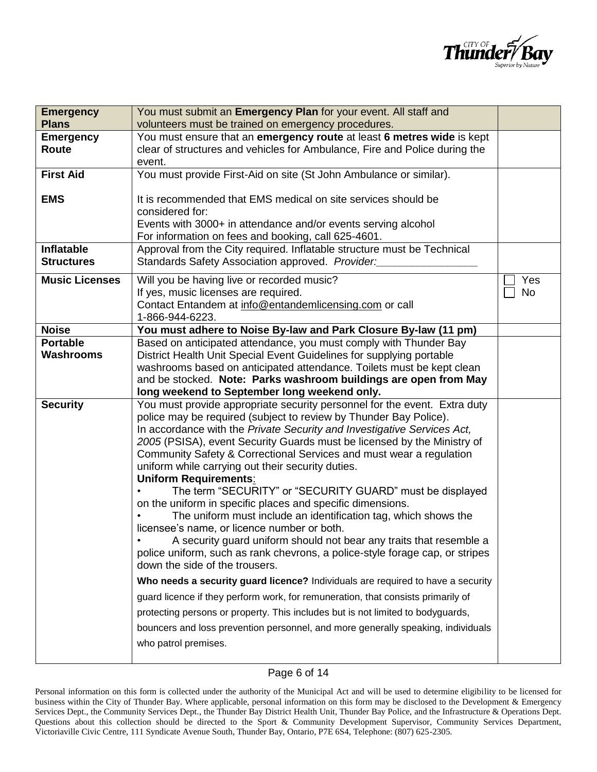| | | |
|---|---|---|
| **Emergency Plans** | You must submit an **Emergency Plan** for your event. All staff and volunteers must be trained on emergency procedures. | |
| **Emergency Route** | You must ensure that an **emergency route** at least **6 metres wide** is kept clear of structures and vehicles for Ambulance, Fire and Police during the event. | |
| **First Aid**<br><br>**EMS** | You must provide First-Aid on site (St John Ambulance or similar).<br><br>It is recommended that EMS medical on site services should be considered for:<br>Events with 3000+ in attendance and/or events serving alcohol<br>For information on fees and booking, call 625-4601. | |
| **Inflatable Structures** | Approval from the City required. Inflatable structure must be Technical Standards Safety Association approved. *Provider:*________________ | |
| **Music Licenses** | Will you be having live or recorded music?<br>If yes, music licenses are required.<br>Contact Entandem at info@entandemlicensing.com or call 1-866-944-6223. | ☐ Yes<br>☐ No |
| **Noise** | **You must adhere to Noise By-law and Park Closure By-law (11 pm)** | |
| **Portable Washrooms** | Based on anticipated attendance, you must comply with Thunder Bay District Health Unit Special Event Guidelines for supplying portable washrooms based on anticipated attendance. Toilets must be kept clean and be stocked. **Note: Parks washroom buildings are open from May long weekend to September long weekend only.** | |
| **Security** | You must provide appropriate security personnel for the event. Extra duty police may be required (subject to review by Thunder Bay Police).<br>In accordance with the *Private Security and Investigative Services Act, 2005* (PSISA), event Security Guards must be licensed by the Ministry of Community Safety & Correctional Services and must wear a regulation uniform while carrying out their security duties.<br>**Uniform Requirements**:<br>• The term "SECURITY" or "SECURITY GUARD" must be displayed on the uniform in specific places and specific dimensions.<br>• The uniform must include an identification tag, which shows the licensee's name, or licence number or both.<br>• A security guard uniform should not bear any traits that resemble a police uniform, such as rank chevrons, a police-style forage cap, or stripes down the side of the trousers.<br>**Who needs a security guard licence?** Individuals are required to have a security guard licence if they perform work, for remuneration, that consists primarily of protecting persons or property. This includes but is not limited to bodyguards, bouncers and loss prevention personnel, and more generally speaking, individuals who patrol premises. | |

Personal information on this form is collected under the authority of the Municipal Act and will be used to determine eligibility to be licensed for business within the City of Thunder Bay. Where applicable, personal information on this form may be disclosed to the Development & Emergency Services Dept., the Community Services Dept., the Thunder Bay District Health Unit, Thunder Bay Police, and the Infrastructure & Operations Dept. Questions about this collection should be directed to the Sport & Community Development Supervisor, Community Services Department, Victoriaville Civic Centre, 111 Syndicate Avenue South, Thunder Bay, Ontario, P7E 6S4, Telephone: (807) 625-2305.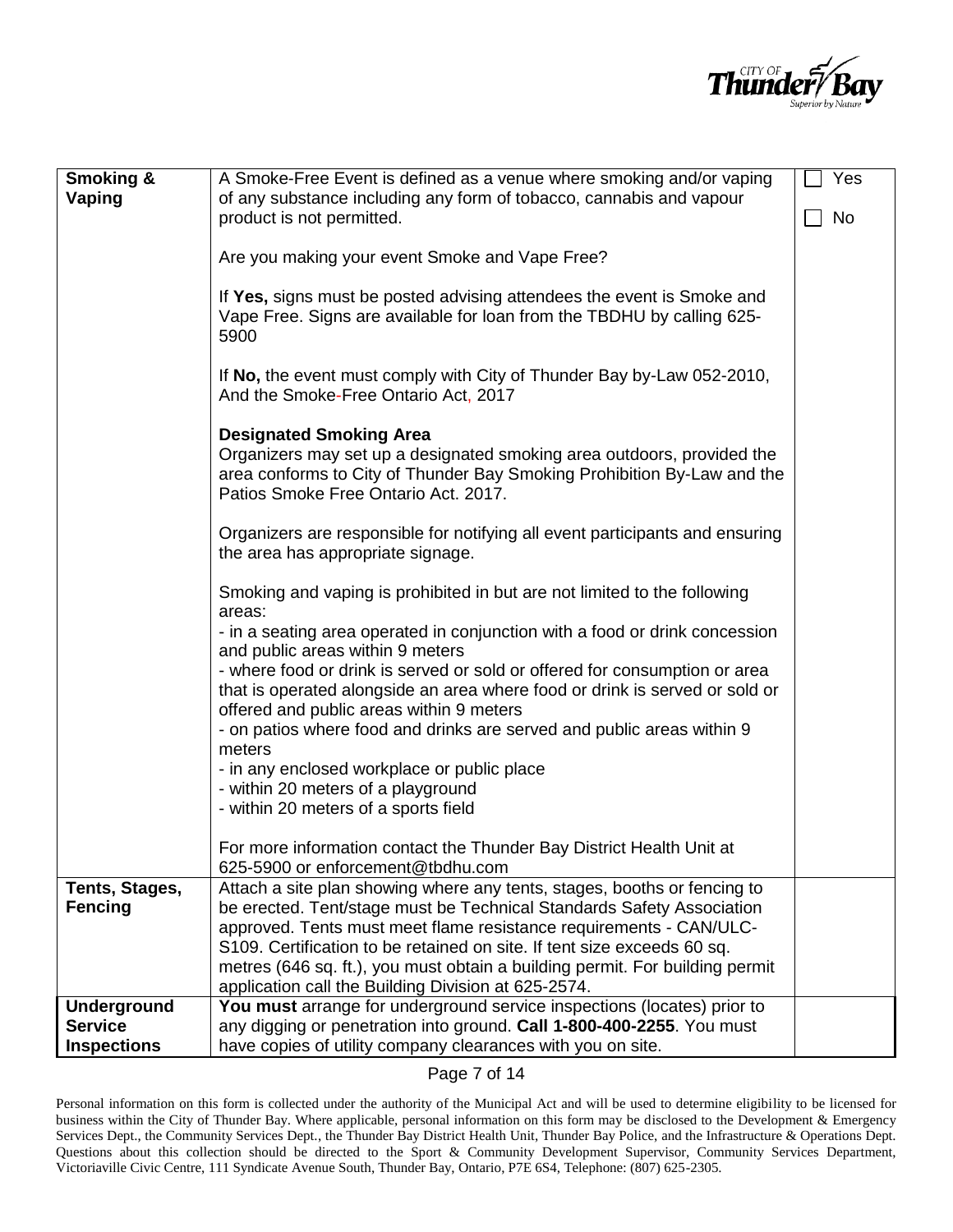| | | |
|---|---|---|
| **Smoking & Vaping** | A Smoke-Free Event is defined as a venue where smoking and/or vaping of any substance including any form of tobacco, cannabis and vapour product is not permitted.<br><br>Are you making your event Smoke and Vape Free?<br><br>If **Yes,** signs must be posted advising attendees the event is Smoke and Vape Free. Signs are available for loan from the TBDHU by calling 625-5900<br><br>If **No,** the event must comply with City of Thunder Bay by-Law 052-2010, And the Smoke-Free Ontario Act, 2017<br><br>**Designated Smoking Area**<br>Organizers may set up a designated smoking area outdoors, provided the area conforms to City of Thunder Bay Smoking Prohibition By-Law and the Patios Smoke Free Ontario Act. 2017.<br><br>Organizers are responsible for notifying all event participants and ensuring the area has appropriate signage.<br><br>Smoking and vaping is prohibited in but are not limited to the following areas:<br>- in a seating area operated in conjunction with a food or drink concession and public areas within 9 meters<br>- where food or drink is served or sold or offered for consumption or area that is operated alongside an area where food or drink is served or sold or offered and public areas within 9 meters<br>- on patios where food and drinks are served and public areas within 9 meters<br>- in any enclosed workplace or public place<br>- within 20 meters of a playground<br>- within 20 meters of a sports field<br><br>For more information contact the Thunder Bay District Health Unit at 625-5900 or enforcement@tbdhu.com | ☐ Yes<br><br>☐ No |
| **Tents, Stages, Fencing** | Attach a site plan showing where any tents, stages, booths or fencing to be erected. Tent/stage must be Technical Standards Safety Association approved. Tents must meet flame resistance requirements - CAN/ULC-S109. Certification to be retained on site. If tent size exceeds 60 sq. metres (646 sq. ft.), you must obtain a building permit. For building permit application call the Building Division at 625-2574. | |
| **Underground Service Inspections** | **You must** arrange for underground service inspections (locates) prior to any digging or penetration into ground. **Call 1-800-400-2255**. You must have copies of utility company clearances with you on site. | |

Personal information on this form is collected under the authority of the Municipal Act and will be used to determine eligibility to be licensed for business within the City of Thunder Bay. Where applicable, personal information on this form may be disclosed to the Development & Emergency Services Dept., the Community Services Dept., the Thunder Bay District Health Unit, Thunder Bay Police, and the Infrastructure & Operations Dept. Questions about this collection should be directed to the Sport & Community Development Supervisor, Community Services Department, Victoriaville Civic Centre, 111 Syndicate Avenue South, Thunder Bay, Ontario, P7E 6S4, Telephone: (807) 625-2305.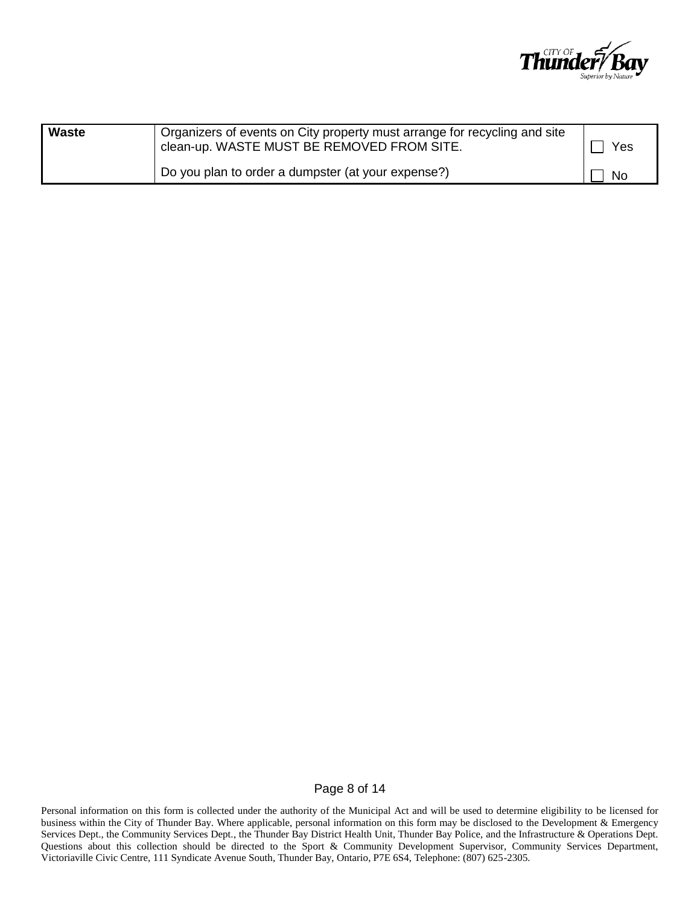| Waste | Organizers of events on City property must arrange for recycling and site clean-up. WASTE MUST BE REMOVED FROM SITE.<br><br>Do you plan to order a dumpster (at your expense?) | ☐ Yes<br><br>☐ No |
|---|---|---|

Personal information on this form is collected under the authority of the Municipal Act and will be used to determine eligibility to be licensed for business within the City of Thunder Bay. Where applicable, personal information on this form may be disclosed to the Development & Emergency Services Dept., the Community Services Dept., the Thunder Bay District Health Unit, Thunder Bay Police, and the Infrastructure & Operations Dept. Questions about this collection should be directed to the Sport & Community Development Supervisor, Community Services Department, Victoriaville Civic Centre, 111 Syndicate Avenue South, Thunder Bay, Ontario, P7E 6S4, Telephone: (807) 625-2305.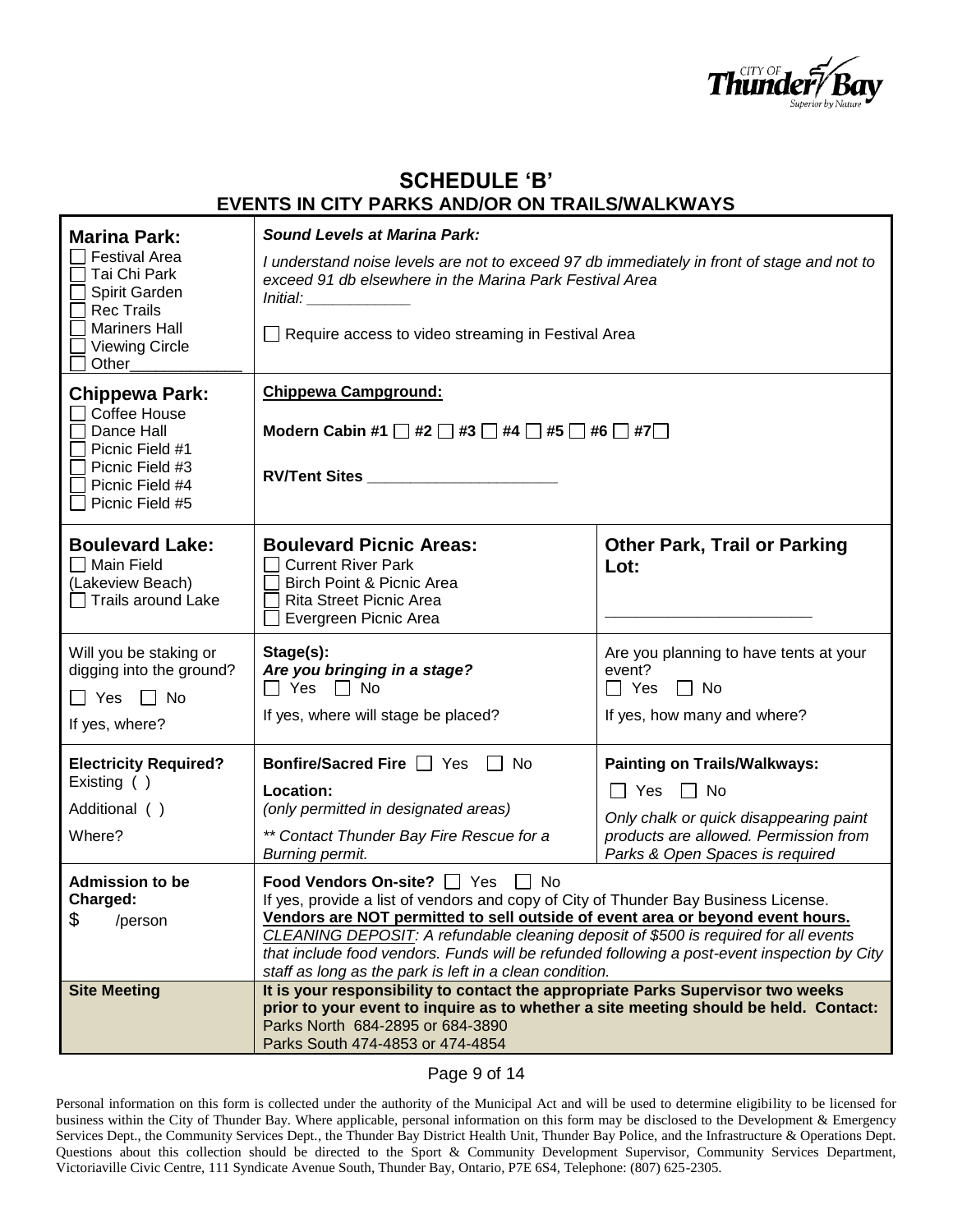# SCHEDULE 'B'
## EVENTS IN CITY PARKS AND/OR ON TRAILS/WALKWAYS

| | | |
|---|---|---|
| **Marina Park:**<br>☐ Festival Area<br>☐ Tai Chi Park<br>☐ Spirit Garden<br>☐ Rec Trails<br>☐ Mariners Hall<br>☐ Viewing Circle<br>☐ Other_____________ | ***Sound Levels at Marina Park:***<br>*I understand noise levels are not to exceed 97 db immediately in front of stage and not to exceed 91 db elsewhere in the Marina Park Festival Area*<br>*Initial: ____________*<br>☐ Require access to video streaming in Festival Area | |
| **Chippewa Park:**<br>☐ Coffee House<br>☐ Dance Hall<br>☐ Picnic Field #1<br>☐ Picnic Field #3<br>☐ Picnic Field #4<br>☐ Picnic Field #5 | **Chippewa Campground:**<br>**Modern Cabin #1 ☐ #2 ☐ #3 ☐ #4 ☐ #5 ☐ #6 ☐ #7☐**<br>**RV/Tent Sites ______________________** | |
| **Boulevard Lake:**<br>☐ Main Field (Lakeview Beach)<br>☐ Trails around Lake | **Boulevard Picnic Areas:**<br>☐ Current River Park<br>☐ Birch Point & Picnic Area<br>☐ Rita Street Picnic Area<br>☐ Evergreen Picnic Area | **Other Park, Trail or Parking Lot:**<br>________________________ |
| Will you be staking or digging into the ground?<br>☐ Yes ☐ No<br>If yes, where? | **Stage(s):**<br>***Are you bringing in a stage?***<br>☐ Yes ☐ No<br>If yes, where will stage be placed? | Are you planning to have tents at your event?<br>☐ Yes ☐ No<br>If yes, how many and where? |
| **Electricity Required?**<br>Existing ( )<br>Additional ( )<br>Where? | **Bonfire/Sacred Fire** ☐ Yes ☐ No<br>**Location:**<br>*(only permitted in designated areas)*<br>*\*\* Contact Thunder Bay Fire Rescue for a Burning permit.* | **Painting on Trails/Walkways:**<br>☐ Yes ☐ No<br>*Only chalk or quick disappearing paint products are allowed. Permission from Parks & Open Spaces is required* |
| **Admission to be Charged:**<br>$ /person | **Food Vendors On-site?** ☐ Yes ☐ No<br>If yes, provide a list of vendors and copy of City of Thunder Bay Business License.<br>**Vendors are NOT permitted to sell outside of event area or beyond event hours.**<br>*CLEANING DEPOSIT: A refundable cleaning deposit of $500 is required for all events that include food vendors. Funds will be refunded following a post-event inspection by City staff as long as the park is left in a clean condition.* | |
| **Site Meeting** | **It is your responsibility to contact the appropriate Parks Supervisor two weeks prior to your event to inquire as to whether a site meeting should be held. Contact:**<br>Parks North 684-2895 or 684-3890<br>Parks South 474-4853 or 474-4854 | |

Personal information on this form is collected under the authority of the Municipal Act and will be used to determine eligibility to be licensed for business within the City of Thunder Bay. Where applicable, personal information on this form may be disclosed to the Development & Emergency Services Dept., the Community Services Dept., the Thunder Bay District Health Unit, Thunder Bay Police, and the Infrastructure & Operations Dept. Questions about this collection should be directed to the Sport & Community Development Supervisor, Community Services Department, Victoriaville Civic Centre, 111 Syndicate Avenue South, Thunder Bay, Ontario, P7E 6S4, Telephone: (807) 625-2305.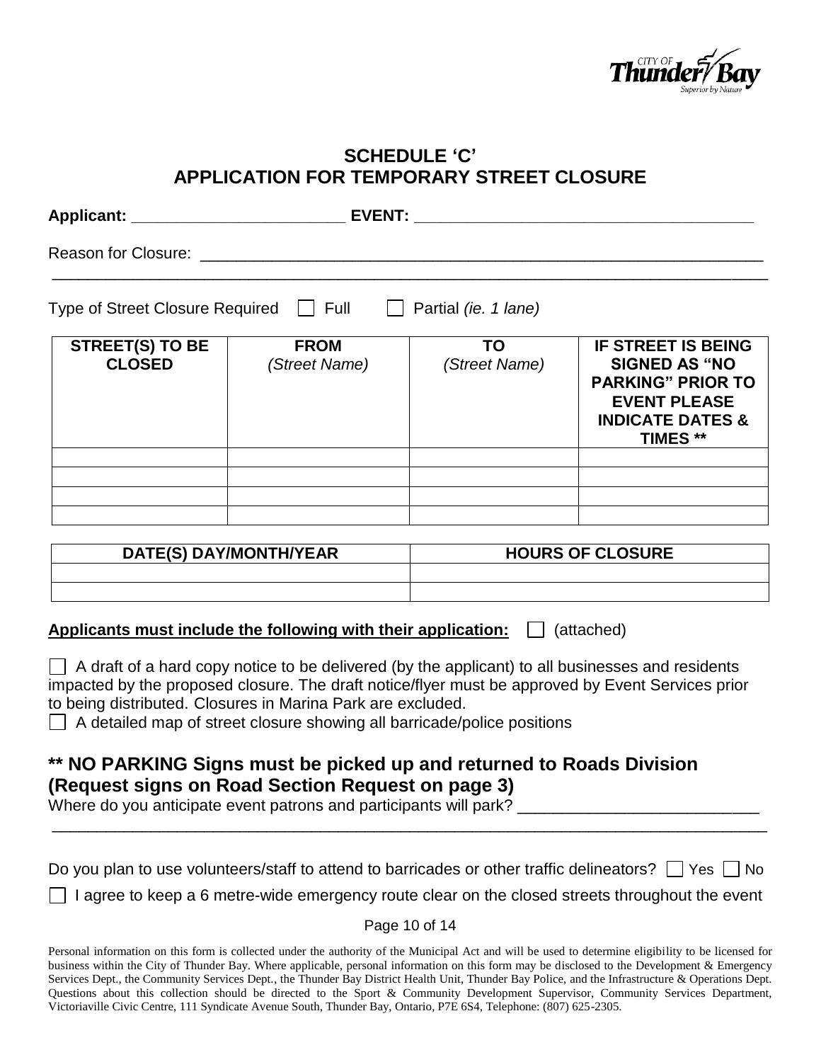## SCHEDULE 'C'
## APPLICATION FOR TEMPORARY STREET CLOSURE

**Applicant:** ________________________ **EVENT:** ______________________________________

Reason for Closure: ________________________________________________________________

_____________________________________________________________________________

Type of Street Closure Required ☐ Full ☐ Partial *(ie. 1 lane)*

| **STREET(S) TO BE CLOSED** | **FROM** *(Street Name)* | **TO** *(Street Name)* | **IF STREET IS BEING SIGNED AS "NO PARKING" PRIOR TO EVENT PLEASE INDICATE DATES & TIMES \*\*** |
|---|---|---|---|
| | | | |
| | | | |
| | | | |
| | | | |

| **DATE(S) DAY/MONTH/YEAR** | **HOURS OF CLOSURE** |
|---|---|
| | |
| | |

**Applicants must include the following with their application:** ☐ (attached)

☐ A draft of a hard copy notice to be delivered (by the applicant) to all businesses and residents impacted by the proposed closure. The draft notice/flyer must be approved by Event Services prior to being distributed. Closures in Marina Park are excluded.

☐ A detailed map of street closure showing all barricade/police positions

### ** NO PARKING Signs must be picked up and returned to Roads Division (Request signs on Road Section Request on page 3)

Where do you anticipate event patrons and participants will park? __________________________

_____________________________________________________________________________

Do you plan to use volunteers/staff to attend to barricades or other traffic delineators? ☐ Yes ☐ No

☐ I agree to keep a 6 metre-wide emergency route clear on the closed streets throughout the event

Personal information on this form is collected under the authority of the Municipal Act and will be used to determine eligibility to be licensed for business within the City of Thunder Bay. Where applicable, personal information on this form may be disclosed to the Development & Emergency Services Dept., the Community Services Dept., the Thunder Bay District Health Unit, Thunder Bay Police, and the Infrastructure & Operations Dept. Questions about this collection should be directed to the Sport & Community Development Supervisor, Community Services Department, Victoriaville Civic Centre, 111 Syndicate Avenue South, Thunder Bay, Ontario, P7E 6S4, Telephone: (807) 625-2305.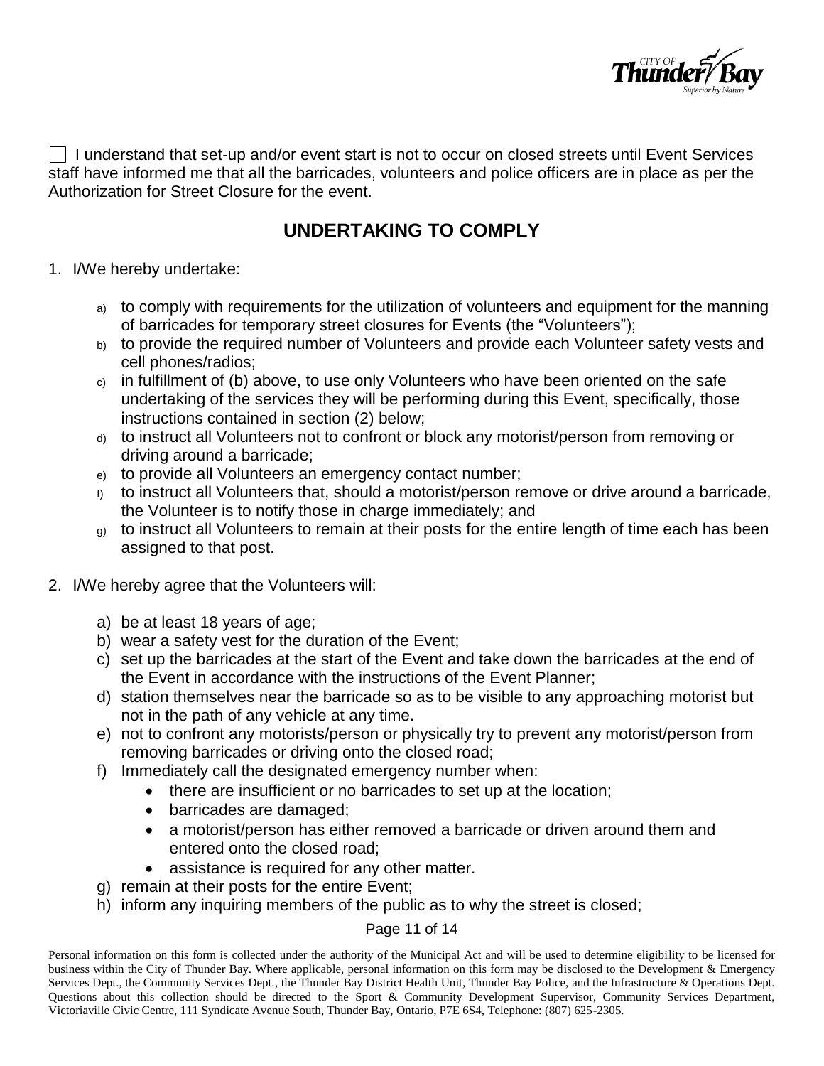☐ I understand that set-up and/or event start is not to occur on closed streets until Event Services staff have informed me that all the barricades, volunteers and police officers are in place as per the Authorization for Street Closure for the event.

## UNDERTAKING TO COMPLY

1. I/We hereby undertake:

   a) to comply with requirements for the utilization of volunteers and equipment for the manning of barricades for temporary street closures for Events (the "Volunteers");
   b) to provide the required number of Volunteers and provide each Volunteer safety vests and cell phones/radios;
   c) in fulfillment of (b) above, to use only Volunteers who have been oriented on the safe undertaking of the services they will be performing during this Event, specifically, those instructions contained in section (2) below;
   d) to instruct all Volunteers not to confront or block any motorist/person from removing or driving around a barricade;
   e) to provide all Volunteers an emergency contact number;
   f) to instruct all Volunteers that, should a motorist/person remove or drive around a barricade, the Volunteer is to notify those in charge immediately; and
   g) to instruct all Volunteers to remain at their posts for the entire length of time each has been assigned to that post.

2. I/We hereby agree that the Volunteers will:

   a) be at least 18 years of age;
   b) wear a safety vest for the duration of the Event;
   c) set up the barricades at the start of the Event and take down the barricades at the end of the Event in accordance with the instructions of the Event Planner;
   d) station themselves near the barricade so as to be visible to any approaching motorist but not in the path of any vehicle at any time.
   e) not to confront any motorists/person or physically try to prevent any motorist/person from removing barricades or driving onto the closed road;
   f) Immediately call the designated emergency number when:
      - there are insufficient or no barricades to set up at the location;
      - barricades are damaged;
      - a motorist/person has either removed a barricade or driven around them and entered onto the closed road;
      - assistance is required for any other matter.
   g) remain at their posts for the entire Event;
   h) inform any inquiring members of the public as to why the street is closed;

Personal information on this form is collected under the authority of the Municipal Act and will be used to determine eligibility to be licensed for business within the City of Thunder Bay. Where applicable, personal information on this form may be disclosed to the Development & Emergency Services Dept., the Community Services Dept., the Thunder Bay District Health Unit, Thunder Bay Police, and the Infrastructure & Operations Dept. Questions about this collection should be directed to the Sport & Community Development Supervisor, Community Services Department, Victoriaville Civic Centre, 111 Syndicate Avenue South, Thunder Bay, Ontario, P7E 6S4, Telephone: (807) 625-2305.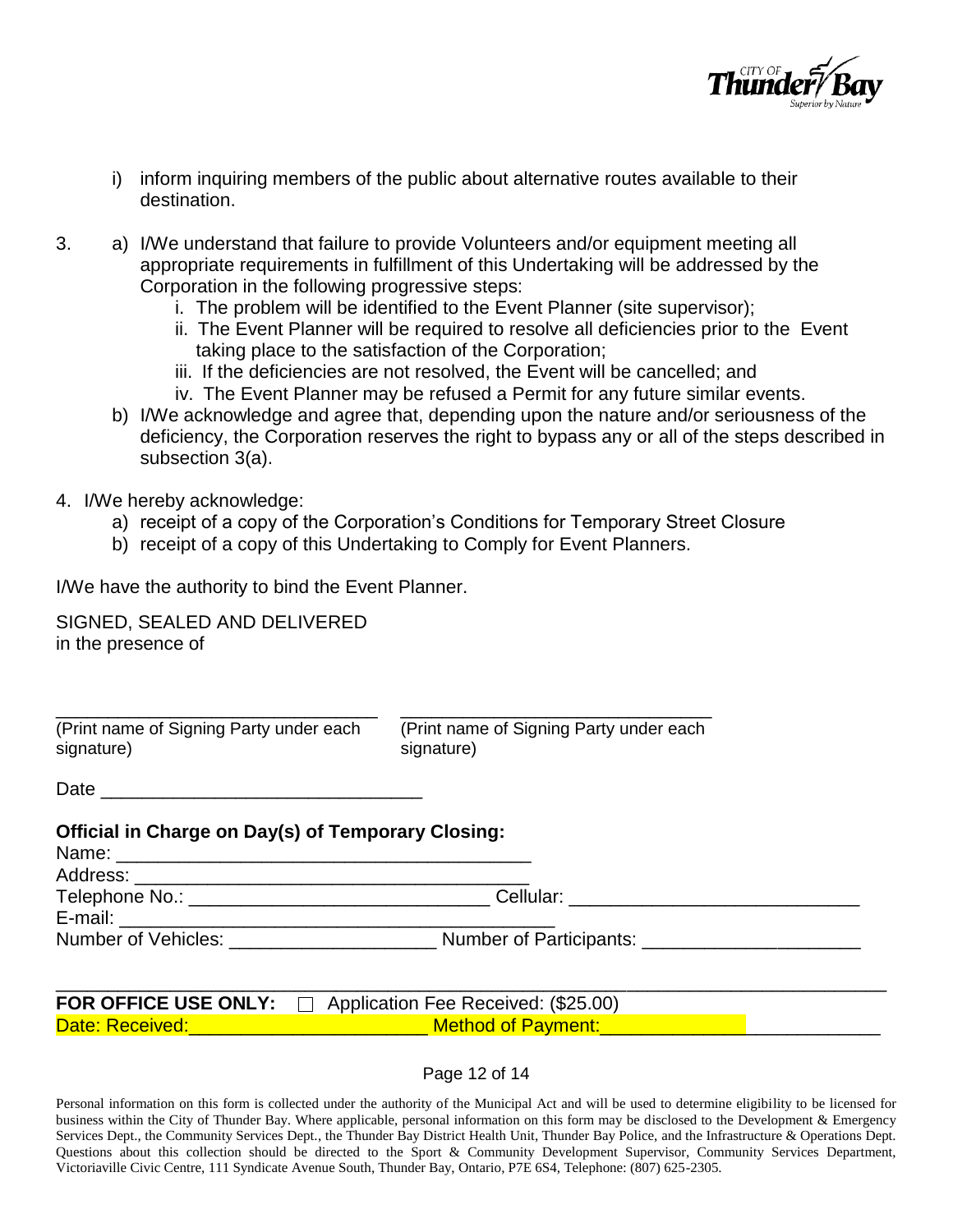i) inform inquiring members of the public about alternative routes available to their destination.

3. a) I/We understand that failure to provide Volunteers and/or equipment meeting all appropriate requirements in fulfillment of this Undertaking will be addressed by the Corporation in the following progressive steps:
   i. The problem will be identified to the Event Planner (site supervisor);
   ii. The Event Planner will be required to resolve all deficiencies prior to the Event taking place to the satisfaction of the Corporation;
   iii. If the deficiencies are not resolved, the Event will be cancelled; and
   iv. The Event Planner may be refused a Permit for any future similar events.

   b) I/We acknowledge and agree that, depending upon the nature and/or seriousness of the deficiency, the Corporation reserves the right to bypass any or all of the steps described in subsection 3(a).

4. I/We hereby acknowledge:
   a) receipt of a copy of the Corporation's Conditions for Temporary Street Closure
   b) receipt of a copy of this Undertaking to Comply for Event Planners.

I/We have the authority to bind the Event Planner.

SIGNED, SEALED AND DELIVERED
in the presence of

\_\_\_\_\_\_\_\_\_\_\_\_\_\_\_\_\_\_\_\_\_\_\_\_\_\_\_\_\_\_ (Print name of Signing Party under each signature)

\_\_\_\_\_\_\_\_\_\_\_\_\_\_\_\_\_\_\_\_\_\_\_\_\_\_\_\_\_\_ (Print name of Signing Party under each signature)

Date \_\_\_\_\_\_\_\_\_\_\_\_\_\_\_\_\_\_\_\_\_\_\_\_\_\_\_\_\_\_

**Official in Charge on Day(s) of Temporary Closing:**

Name: \_\_\_\_\_\_\_\_\_\_\_\_\_\_\_\_\_\_\_\_\_\_\_\_\_\_\_\_\_\_\_\_\_\_\_\_\_\_

Address: \_\_\_\_\_\_\_\_\_\_\_\_\_\_\_\_\_\_\_\_\_\_\_\_\_\_\_\_\_\_\_\_\_\_\_\_\_\_

Telephone No.: \_\_\_\_\_\_\_\_\_\_\_\_\_\_\_\_\_\_\_\_\_\_\_\_\_\_\_\_ Cellular: \_\_\_\_\_\_\_\_\_\_\_\_\_\_\_\_\_\_\_\_\_\_\_\_\_\_\_\_

E-mail: \_\_\_\_\_\_\_\_\_\_\_\_\_\_\_\_\_\_\_\_\_\_\_\_\_\_\_\_\_\_\_\_\_\_\_\_\_\_

Number of Vehicles: \_\_\_\_\_\_\_\_\_\_\_\_\_\_\_\_\_\_\_\_ Number of Participants: \_\_\_\_\_\_\_\_\_\_\_\_\_\_\_\_\_\_\_\_

---

**FOR OFFICE USE ONLY:** ☐ Application Fee Received: ($25.00)

Date: Received:\_\_\_\_\_\_\_\_\_\_\_\_\_\_\_\_\_\_\_\_\_\_ Method of Payment:\_\_\_\_\_\_\_\_\_\_\_\_\_\_\_\_\_\_\_\_\_\_\_\_\_\_

Personal information on this form is collected under the authority of the Municipal Act and will be used to determine eligibility to be licensed for business within the City of Thunder Bay. Where applicable, personal information on this form may be disclosed to the Development & Emergency Services Dept., the Community Services Dept., the Thunder Bay District Health Unit, Thunder Bay Police, and the Infrastructure & Operations Dept. Questions about this collection should be directed to the Sport & Community Development Supervisor, Community Services Department, Victoriaville Civic Centre, 111 Syndicate Avenue South, Thunder Bay, Ontario, P7E 6S4, Telephone: (807) 625-2305.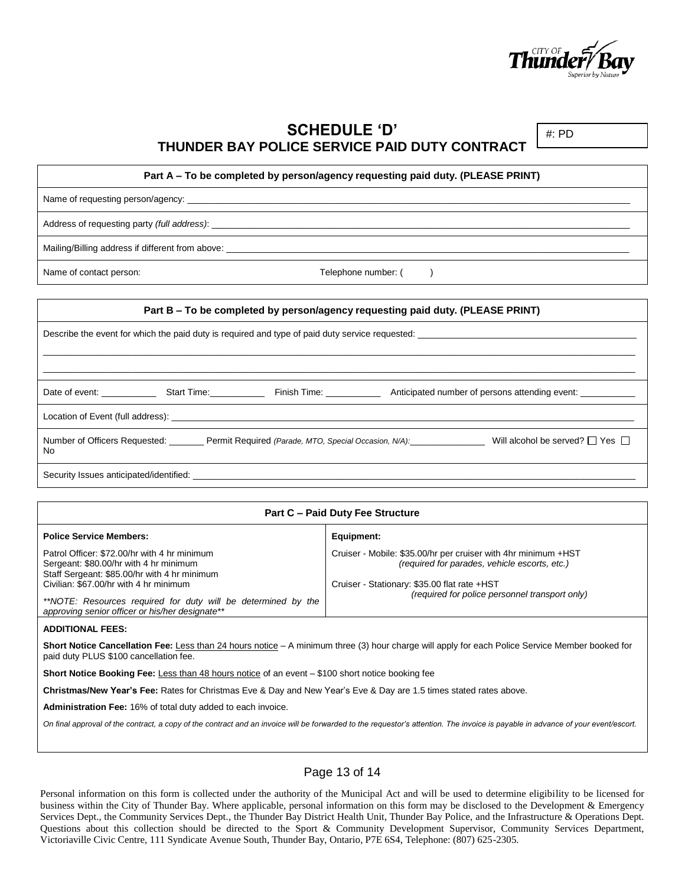# SCHEDULE 'D'

## THUNDER BAY POLICE SERVICE PAID DUTY CONTRACT

#: PD

**Part A – To be completed by person/agency requesting paid duty. (PLEASE PRINT)**

Name of requesting person/agency: ______________________________

Address of requesting party *(full address)*: ______________________________

Mailing/Billing address if different from above: ______________________________

Name of contact person: Telephone number: (      )

**Part B – To be completed by person/agency requesting paid duty. (PLEASE PRINT)**

Describe the event for which the paid duty is required and type of paid duty service requested: ______________________________

______________________________

______________________________

Date of event: ___________ Start Time:___________ Finish Time: ___________ Anticipated number of persons attending event: ___________

Location of Event (full address): ______________________________

Number of Officers Requested: _______ Permit Required *(Parade, MTO, Special Occasion, N/A)*:_______________ Will alcohol be served? ☐ Yes ☐ No

Security Issues anticipated/identified: ______________________________

**Part C – Paid Duty Fee Structure**

| **Police Service Members:** | **Equipment:** |
|---|---|
| Patrol Officer: \$72.00/hr with 4 hr minimum<br>Sergeant: \$80.00/hr with 4 hr minimum<br>Staff Sergeant: \$85.00/hr with 4 hr minimum<br>Civilian: \$67.00/hr with 4 hr minimum<br><br>*\*\*NOTE: Resources required for duty will be determined by the approving senior officer or his/her designate\*\** | Cruiser - Mobile: \$35.00/hr per cruiser with 4hr minimum +HST<br>*(required for parades, vehicle escorts, etc.)*<br><br>Cruiser - Stationary: \$35.00 flat rate +HST<br>*(required for police personnel transport only)* |

**ADDITIONAL FEES:**

**Short Notice Cancellation Fee:** Less than 24 hours notice – A minimum three (3) hour charge will apply for each Police Service Member booked for paid duty PLUS \$100 cancellation fee.

**Short Notice Booking Fee:** Less than 48 hours notice of an event – \$100 short notice booking fee

**Christmas/New Year's Fee:** Rates for Christmas Eve & Day and New Year's Eve & Day are 1.5 times stated rates above.

**Administration Fee:** 16% of total duty added to each invoice.

*On final approval of the contract, a copy of the contract and an invoice will be forwarded to the requestor's attention. The invoice is payable in advance of your event/escort.*

Personal information on this form is collected under the authority of the Municipal Act and will be used to determine eligibility to be licensed for business within the City of Thunder Bay. Where applicable, personal information on this form may be disclosed to the Development & Emergency Services Dept., the Community Services Dept., the Thunder Bay District Health Unit, Thunder Bay Police, and the Infrastructure & Operations Dept. Questions about this collection should be directed to the Sport & Community Development Supervisor, Community Services Department, Victoriaville Civic Centre, 111 Syndicate Avenue South, Thunder Bay, Ontario, P7E 6S4, Telephone: (807) 625-2305.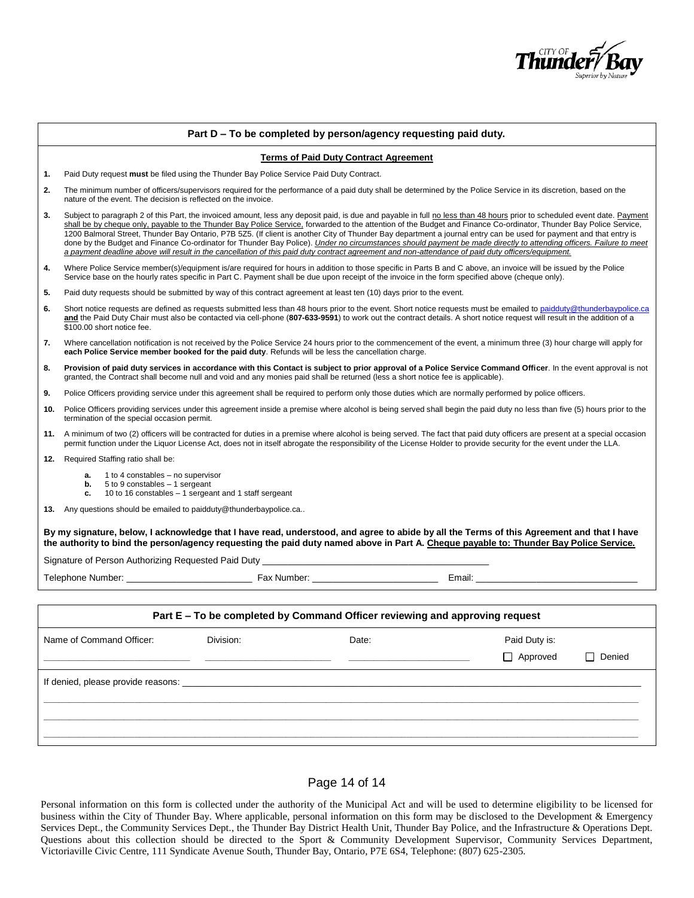## Part D – To be completed by person/agency requesting paid duty.

### Terms of Paid Duty Contract Agreement

1. Paid Duty request **must** be filed using the Thunder Bay Police Service Paid Duty Contract.
2. The minimum number of officers/supervisors required for the performance of a paid duty shall be determined by the Police Service in its discretion, based on the nature of the event. The decision is reflected on the invoice.
3. Subject to paragraph 2 of this Part, the invoiced amount, less any deposit paid, is due and payable in full no less than 48 hours prior to scheduled event date. Payment shall be by cheque only, payable to the Thunder Bay Police Service, forwarded to the attention of the Budget and Finance Co-ordinator, Thunder Bay Police Service, 1200 Balmoral Street, Thunder Bay Ontario, P7B 5Z5. (If client is another City of Thunder Bay department a journal entry can be used for payment and that entry is done by the Budget and Finance Co-ordinator for Thunder Bay Police). *Under no circumstances should payment be made directly to attending officers. Failure to meet a payment deadline above will result in the cancellation of this paid duty contract agreement and non-attendance of paid duty officers/equipment.*
4. Where Police Service member(s)/equipment is/are required for hours in addition to those specific in Parts B and C above, an invoice will be issued by the Police Service base on the hourly rates specific in Part C. Payment shall be due upon receipt of the invoice in the form specified above (cheque only).
5. Paid duty requests should be submitted by way of this contract agreement at least ten (10) days prior to the event.
6. Short notice requests are defined as requests submitted less than 48 hours prior to the event. Short notice requests must be emailed to paidduty@thunderbaypolice.ca **and** the Paid Duty Chair must also be contacted via cell-phone (**807-633-9591**) to work out the contract details. A short notice request will result in the addition of a $100.00 short notice fee.
7. Where cancellation notification is not received by the Police Service 24 hours prior to the commencement of the event, a minimum three (3) hour charge will apply for **each Police Service member booked for the paid duty**. Refunds will be less the cancellation charge.
8. **Provision of paid duty services in accordance with this Contact is subject to prior approval of a Police Service Command Officer**. In the event approval is not granted, the Contract shall become null and void and any monies paid shall be returned (less a short notice fee is applicable).
9. Police Officers providing service under this agreement shall be required to perform only those duties which are normally performed by police officers.
10. Police Officers providing services under this agreement inside a premise where alcohol is being served shall begin the paid duty no less than five (5) hours prior to the termination of the special occasion permit.
11. A minimum of two (2) officers will be contracted for duties in a premise where alcohol is being served. The fact that paid duty officers are present at a special occasion permit function under the Liquor License Act, does not in itself abrogate the responsibility of the License Holder to provide security for the event under the LLA.
12. Required Staffing ratio shall be:
    - **a.** 1 to 4 constables – no supervisor
    - **b.** 5 to 9 constables – 1 sergeant
    - **c.** 10 to 16 constables – 1 sergeant and 1 staff sergeant
13. Any questions should be emailed to paidduty@thunderbaypolice.ca..

**By my signature, below, I acknowledge that I have read, understood, and agree to abide by all the Terms of this Agreement and that I have the authority to bind the person/agency requesting the paid duty named above in Part A. Cheque payable to: Thunder Bay Police Service.**

Signature of Person Authorizing Requested Paid Duty ______________________________

Telephone Number: ____________________ Fax Number: ____________________ Email: ________________________

## Part E – To be completed by Command Officer reviewing and approving request

| Name of Command Officer: | Division: | Date: | Paid Duty is: |
|---|---|---|---|
| ____________________ | ____________________ | ____________________ | ☐ Approved ☐ Denied |

If denied, please provide reasons: ________________________________________________

________________________________________________

________________________________________________

________________________________________________

Personal information on this form is collected under the authority of the Municipal Act and will be used to determine eligibility to be licensed for business within the City of Thunder Bay. Where applicable, personal information on this form may be disclosed to the Development & Emergency Services Dept., the Community Services Dept., the Thunder Bay District Health Unit, Thunder Bay Police, and the Infrastructure & Operations Dept. Questions about this collection should be directed to the Sport & Community Development Supervisor, Community Services Department, Victoriaville Civic Centre, 111 Syndicate Avenue South, Thunder Bay, Ontario, P7E 6S4, Telephone: (807) 625-2305.